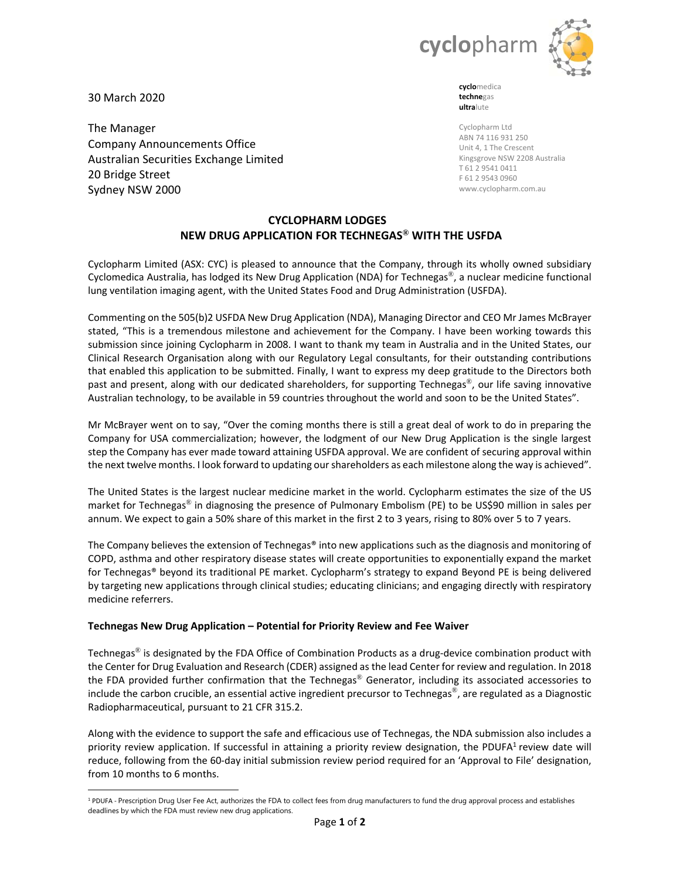cyclopharm

**cyclo**medica
**techne**gas
**ultra**lute

Cyclopharm Ltd
ABN 74 116 931 250
Unit 4, 1 The Crescent
Kingsgrove NSW 2208 Australia
T 61 2 9541 0411
F 61 2 9543 0960
www.cyclopharm.com.au

30 March 2020

The Manager
Company Announcements Office
Australian Securities Exchange Limited
20 Bridge Street
Sydney NSW 2000

# CYCLOPHARM LODGES NEW DRUG APPLICATION FOR TECHNEGAS® WITH THE USFDA

Cyclopharm Limited (ASX: CYC) is pleased to announce that the Company, through its wholly owned subsidiary Cyclomedica Australia, has lodged its New Drug Application (NDA) for Technegas®, a nuclear medicine functional lung ventilation imaging agent, with the United States Food and Drug Administration (USFDA).

Commenting on the 505(b)2 USFDA New Drug Application (NDA), Managing Director and CEO Mr James McBrayer stated, "This is a tremendous milestone and achievement for the Company. I have been working towards this submission since joining Cyclopharm in 2008. I want to thank my team in Australia and in the United States, our Clinical Research Organisation along with our Regulatory Legal consultants, for their outstanding contributions that enabled this application to be submitted. Finally, I want to express my deep gratitude to the Directors both past and present, along with our dedicated shareholders, for supporting Technegas®, our life saving innovative Australian technology, to be available in 59 countries throughout the world and soon to be the United States".

Mr McBrayer went on to say, "Over the coming months there is still a great deal of work to do in preparing the Company for USA commercialization; however, the lodgment of our New Drug Application is the single largest step the Company has ever made toward attaining USFDA approval. We are confident of securing approval within the next twelve months. I look forward to updating our shareholders as each milestone along the way is achieved".

The United States is the largest nuclear medicine market in the world. Cyclopharm estimates the size of the US market for Technegas® in diagnosing the presence of Pulmonary Embolism (PE) to be US$90 million in sales per annum. We expect to gain a 50% share of this market in the first 2 to 3 years, rising to 80% over 5 to 7 years.

The Company believes the extension of Technegas® into new applications such as the diagnosis and monitoring of COPD, asthma and other respiratory disease states will create opportunities to exponentially expand the market for Technegas® beyond its traditional PE market. Cyclopharm's strategy to expand Beyond PE is being delivered by targeting new applications through clinical studies; educating clinicians; and engaging directly with respiratory medicine referrers.

**Technegas New Drug Application – Potential for Priority Review and Fee Waiver**

Technegas® is designated by the FDA Office of Combination Products as a drug-device combination product with the Center for Drug Evaluation and Research (CDER) assigned as the lead Center for review and regulation. In 2018 the FDA provided further confirmation that the Technegas® Generator, including its associated accessories to include the carbon crucible, an essential active ingredient precursor to Technegas®, are regulated as a Diagnostic Radiopharmaceutical, pursuant to 21 CFR 315.2.

Along with the evidence to support the safe and efficacious use of Technegas, the NDA submission also includes a priority review application. If successful in attaining a priority review designation, the PDUFA[1] review date will reduce, following from the 60-day initial submission review period required for an 'Approval to File' designation, from 10 months to 6 months.

[1] PDUFA - Prescription Drug User Fee Act, authorizes the FDA to collect fees from drug manufacturers to fund the drug approval process and establishes deadlines by which the FDA must review new drug applications.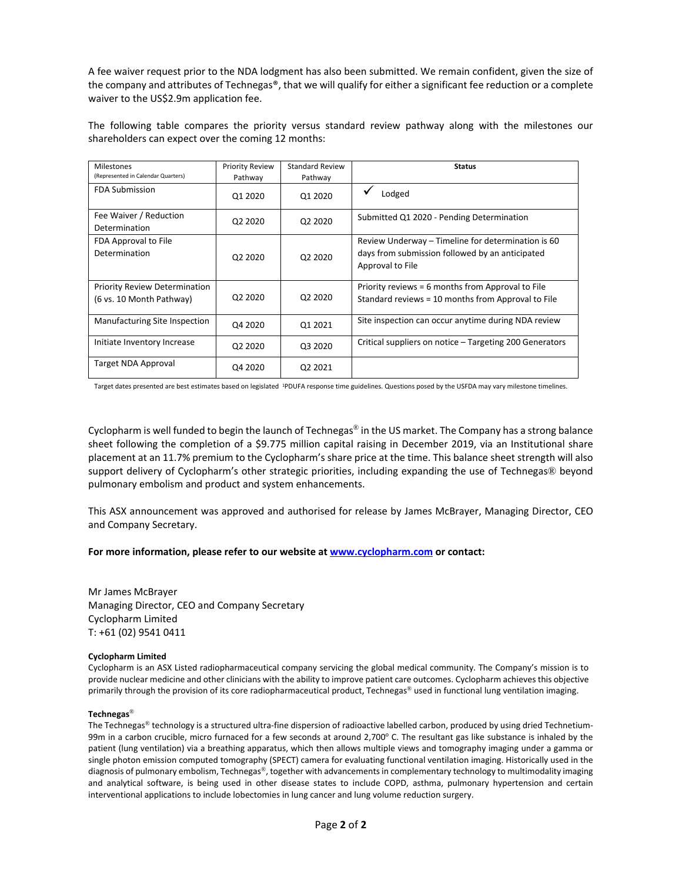A fee waiver request prior to the NDA lodgment has also been submitted. We remain confident, given the size of the company and attributes of Technegas®, that we will qualify for either a significant fee reduction or a complete waiver to the US$2.9m application fee.

The following table compares the priority versus standard review pathway along with the milestones our shareholders can expect over the coming 12 months:

| Milestones (Represented in Calendar Quarters) | Priority Review Pathway | Standard Review Pathway | Status |
| --- | --- | --- | --- |
| FDA Submission | Q1 2020 | Q1 2020 | ✓ Lodged |
| Fee Waiver / Reduction Determination | Q2 2020 | Q2 2020 | Submitted Q1 2020 - Pending Determination |
| FDA Approval to File Determination | Q2 2020 | Q2 2020 | Review Underway – Timeline for determination is 60 days from submission followed by an anticipated Approval to File |
| Priority Review Determination (6 vs. 10 Month Pathway) | Q2 2020 | Q2 2020 | Priority reviews = 6 months from Approval to File<br>Standard reviews = 10 months from Approval to File |
| Manufacturing Site Inspection | Q4 2020 | Q1 2021 | Site inspection can occur anytime during NDA review |
| Initiate Inventory Increase | Q2 2020 | Q3 2020 | Critical suppliers on notice – Targeting 200 Generators |
| Target NDA Approval | Q4 2020 | Q2 2021 | |

Target dates presented are best estimates based on legislated [1]PDUFA response time guidelines. Questions posed by the USFDA may vary milestone timelines.

Cyclopharm is well funded to begin the launch of Technegas® in the US market. The Company has a strong balance sheet following the completion of a $9.775 million capital raising in December 2019, via an Institutional share placement at an 11.7% premium to the Cyclopharm's share price at the time. This balance sheet strength will also support delivery of Cyclopharm's other strategic priorities, including expanding the use of Technegas® beyond pulmonary embolism and product and system enhancements.

This ASX announcement was approved and authorised for release by James McBrayer, Managing Director, CEO and Company Secretary.

**For more information, please refer to our website at www.cyclopharm.com or contact:**

Mr James McBrayer
Managing Director, CEO and Company Secretary
Cyclopharm Limited
T: +61 (02) 9541 0411

**Cyclopharm Limited**

Cyclopharm is an ASX Listed radiopharmaceutical company servicing the global medical community. The Company's mission is to provide nuclear medicine and other clinicians with the ability to improve patient care outcomes. Cyclopharm achieves this objective primarily through the provision of its core radiopharmaceutical product, Technegas® used in functional lung ventilation imaging.

**Technegas®**

The Technegas® technology is a structured ultra-fine dispersion of radioactive labelled carbon, produced by using dried Technetium-99m in a carbon crucible, micro furnaced for a few seconds at around 2,700° C. The resultant gas like substance is inhaled by the patient (lung ventilation) via a breathing apparatus, which then allows multiple views and tomography imaging under a gamma or single photon emission computed tomography (SPECT) camera for evaluating functional ventilation imaging. Historically used in the diagnosis of pulmonary embolism, Technegas®, together with advancements in complementary technology to multimodality imaging and analytical software, is being used in other disease states to include COPD, asthma, pulmonary hypertension and certain interventional applications to include lobectomies in lung cancer and lung volume reduction surgery.